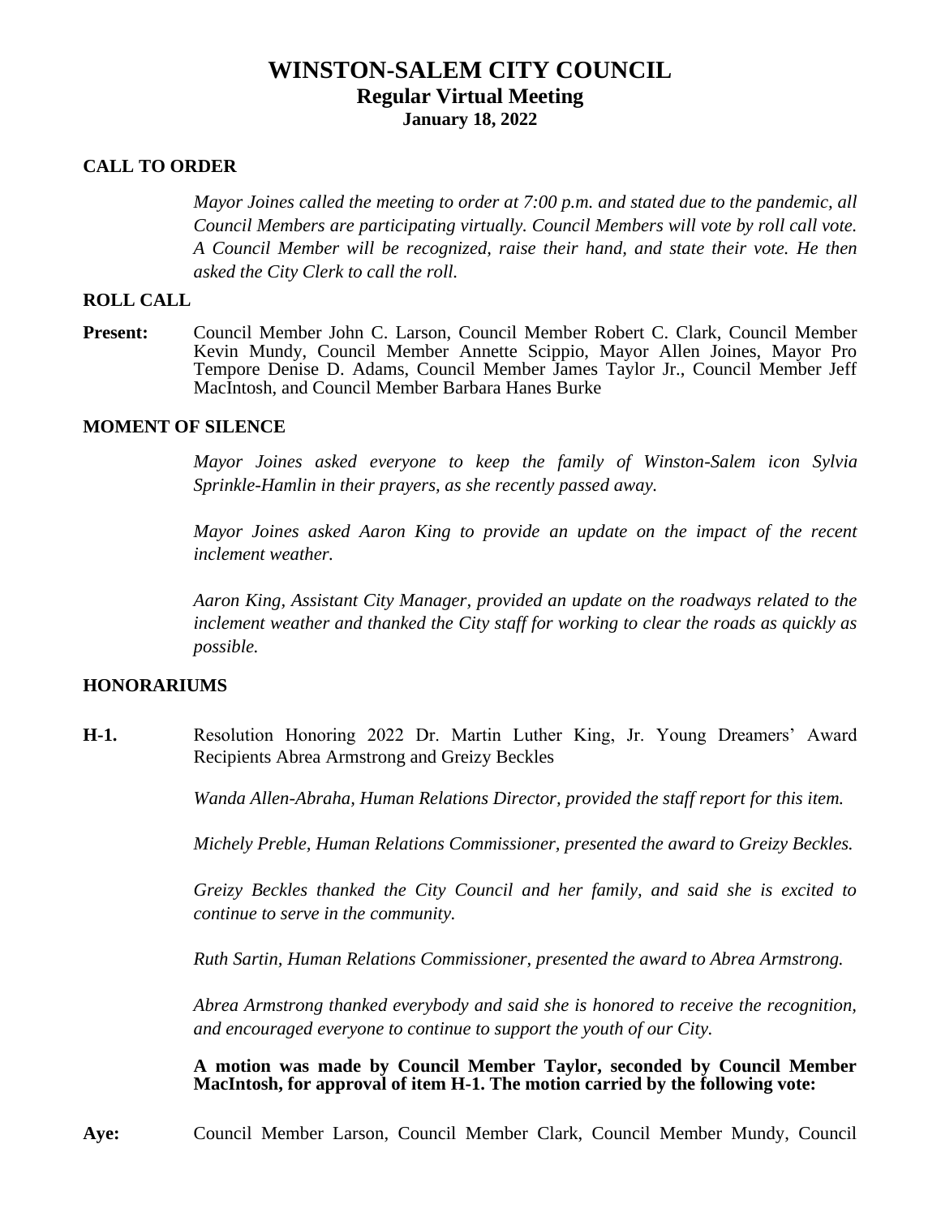# WINSTON-SALEM CITY COUNCIL
## Regular Virtual Meeting
### January 18, 2022

**CALL TO ORDER**

*Mayor Joines called the meeting to order at 7:00 p.m. and stated due to the pandemic, all Council Members are participating virtually. Council Members will vote by roll call vote. A Council Member will be recognized, raise their hand, and state their vote. He then asked the City Clerk to call the roll.*

**ROLL CALL**

**Present:** Council Member John C. Larson, Council Member Robert C. Clark, Council Member Kevin Mundy, Council Member Annette Scippio, Mayor Allen Joines, Mayor Pro Tempore Denise D. Adams, Council Member James Taylor Jr., Council Member Jeff MacIntosh, and Council Member Barbara Hanes Burke

**MOMENT OF SILENCE**

*Mayor Joines asked everyone to keep the family of Winston-Salem icon Sylvia Sprinkle-Hamlin in their prayers, as she recently passed away.*

*Mayor Joines asked Aaron King to provide an update on the impact of the recent inclement weather.*

*Aaron King, Assistant City Manager, provided an update on the roadways related to the inclement weather and thanked the City staff for working to clear the roads as quickly as possible.*

**HONORARIUMS**

**H-1.** Resolution Honoring 2022 Dr. Martin Luther King, Jr. Young Dreamers' Award Recipients Abrea Armstrong and Greizy Beckles

*Wanda Allen-Abraha, Human Relations Director, provided the staff report for this item.*

*Michely Preble, Human Relations Commissioner, presented the award to Greizy Beckles.*

*Greizy Beckles thanked the City Council and her family, and said she is excited to continue to serve in the community.*

*Ruth Sartin, Human Relations Commissioner, presented the award to Abrea Armstrong.*

*Abrea Armstrong thanked everybody and said she is honored to receive the recognition, and encouraged everyone to continue to support the youth of our City.*

**A motion was made by Council Member Taylor, seconded by Council Member MacIntosh, for approval of item H-1. The motion carried by the following vote:**

**Aye:** Council Member Larson, Council Member Clark, Council Member Mundy, Council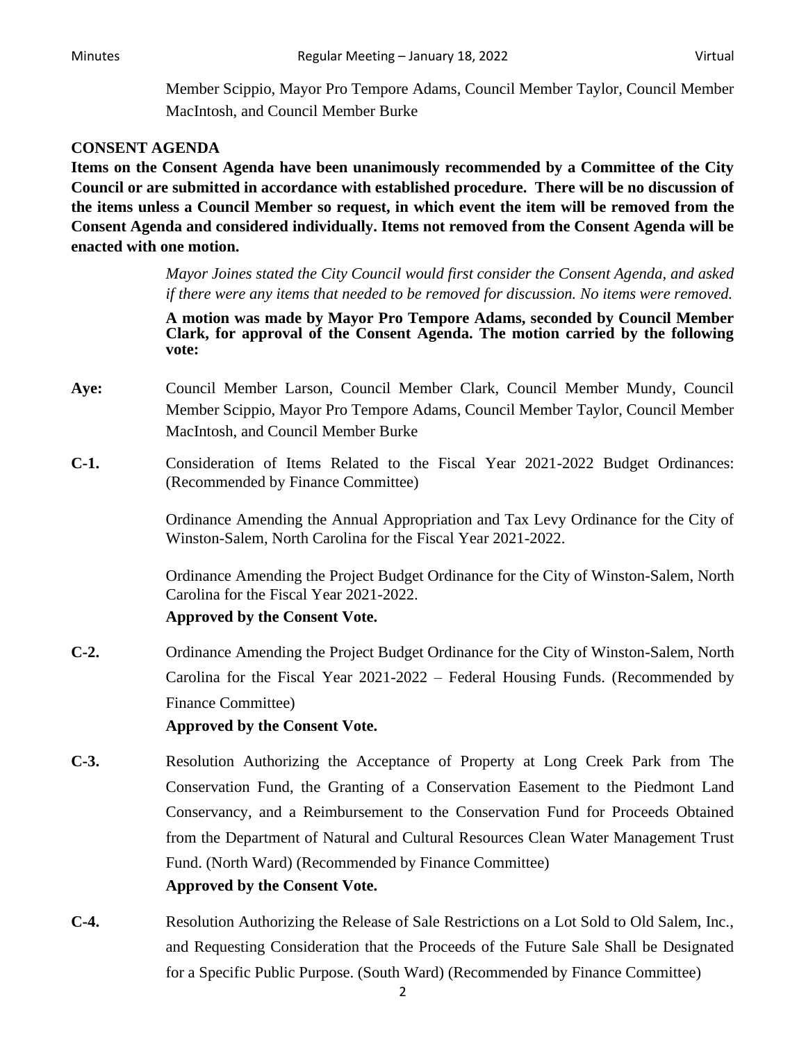Member Scippio, Mayor Pro Tempore Adams, Council Member Taylor, Council Member MacIntosh, and Council Member Burke

**CONSENT AGENDA**

**Items on the Consent Agenda have been unanimously recommended by a Committee of the City Council or are submitted in accordance with established procedure. There will be no discussion of the items unless a Council Member so request, in which event the item will be removed from the Consent Agenda and considered individually. Items not removed from the Consent Agenda will be enacted with one motion.**

*Mayor Joines stated the City Council would first consider the Consent Agenda, and asked if there were any items that needed to be removed for discussion. No items were removed.*

**A motion was made by Mayor Pro Tempore Adams, seconded by Council Member Clark, for approval of the Consent Agenda. The motion carried by the following vote:**

**Aye:** Council Member Larson, Council Member Clark, Council Member Mundy, Council Member Scippio, Mayor Pro Tempore Adams, Council Member Taylor, Council Member MacIntosh, and Council Member Burke

**C-1.** Consideration of Items Related to the Fiscal Year 2021-2022 Budget Ordinances: (Recommended by Finance Committee)

Ordinance Amending the Annual Appropriation and Tax Levy Ordinance for the City of Winston-Salem, North Carolina for the Fiscal Year 2021-2022.

Ordinance Amending the Project Budget Ordinance for the City of Winston-Salem, North Carolina for the Fiscal Year 2021-2022.

**Approved by the Consent Vote.**

**C-2.** Ordinance Amending the Project Budget Ordinance for the City of Winston-Salem, North Carolina for the Fiscal Year 2021-2022 – Federal Housing Funds. (Recommended by Finance Committee)

**Approved by the Consent Vote.**

**C-3.** Resolution Authorizing the Acceptance of Property at Long Creek Park from The Conservation Fund, the Granting of a Conservation Easement to the Piedmont Land Conservancy, and a Reimbursement to the Conservation Fund for Proceeds Obtained from the Department of Natural and Cultural Resources Clean Water Management Trust Fund. (North Ward) (Recommended by Finance Committee)

**Approved by the Consent Vote.**

**C-4.** Resolution Authorizing the Release of Sale Restrictions on a Lot Sold to Old Salem, Inc., and Requesting Consideration that the Proceeds of the Future Sale Shall be Designated for a Specific Public Purpose. (South Ward) (Recommended by Finance Committee)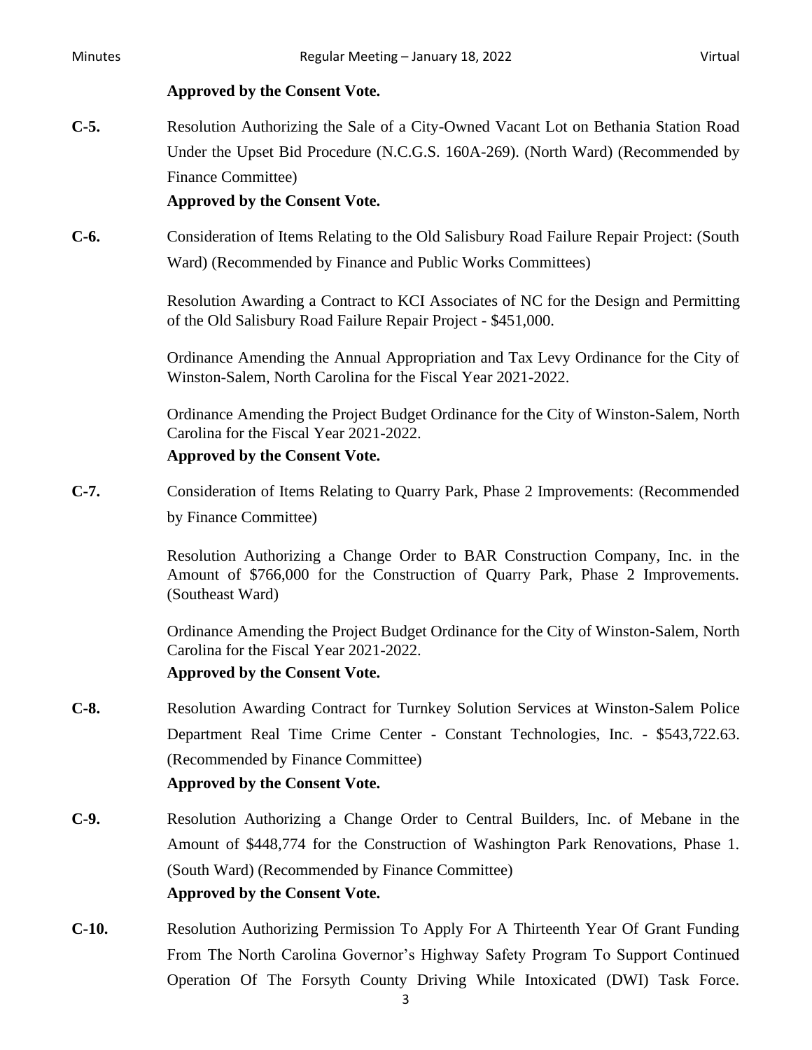**Approved by the Consent Vote.**

**C-5.** Resolution Authorizing the Sale of a City-Owned Vacant Lot on Bethania Station Road Under the Upset Bid Procedure (N.C.G.S. 160A-269). (North Ward) (Recommended by Finance Committee)
**Approved by the Consent Vote.**

**C-6.** Consideration of Items Relating to the Old Salisbury Road Failure Repair Project: (South Ward) (Recommended by Finance and Public Works Committees)

Resolution Awarding a Contract to KCI Associates of NC for the Design and Permitting of the Old Salisbury Road Failure Repair Project - $451,000.

Ordinance Amending the Annual Appropriation and Tax Levy Ordinance for the City of Winston-Salem, North Carolina for the Fiscal Year 2021-2022.

Ordinance Amending the Project Budget Ordinance for the City of Winston-Salem, North Carolina for the Fiscal Year 2021-2022.
**Approved by the Consent Vote.**

**C-7.** Consideration of Items Relating to Quarry Park, Phase 2 Improvements: (Recommended by Finance Committee)

Resolution Authorizing a Change Order to BAR Construction Company, Inc. in the Amount of $766,000 for the Construction of Quarry Park, Phase 2 Improvements. (Southeast Ward)

Ordinance Amending the Project Budget Ordinance for the City of Winston-Salem, North Carolina for the Fiscal Year 2021-2022.
**Approved by the Consent Vote.**

**C-8.** Resolution Awarding Contract for Turnkey Solution Services at Winston-Salem Police Department Real Time Crime Center - Constant Technologies, Inc. - $543,722.63. (Recommended by Finance Committee)
**Approved by the Consent Vote.**

**C-9.** Resolution Authorizing a Change Order to Central Builders, Inc. of Mebane in the Amount of $448,774 for the Construction of Washington Park Renovations, Phase 1. (South Ward) (Recommended by Finance Committee)
**Approved by the Consent Vote.**

**C-10.** Resolution Authorizing Permission To Apply For A Thirteenth Year Of Grant Funding From The North Carolina Governor's Highway Safety Program To Support Continued Operation Of The Forsyth County Driving While Intoxicated (DWI) Task Force.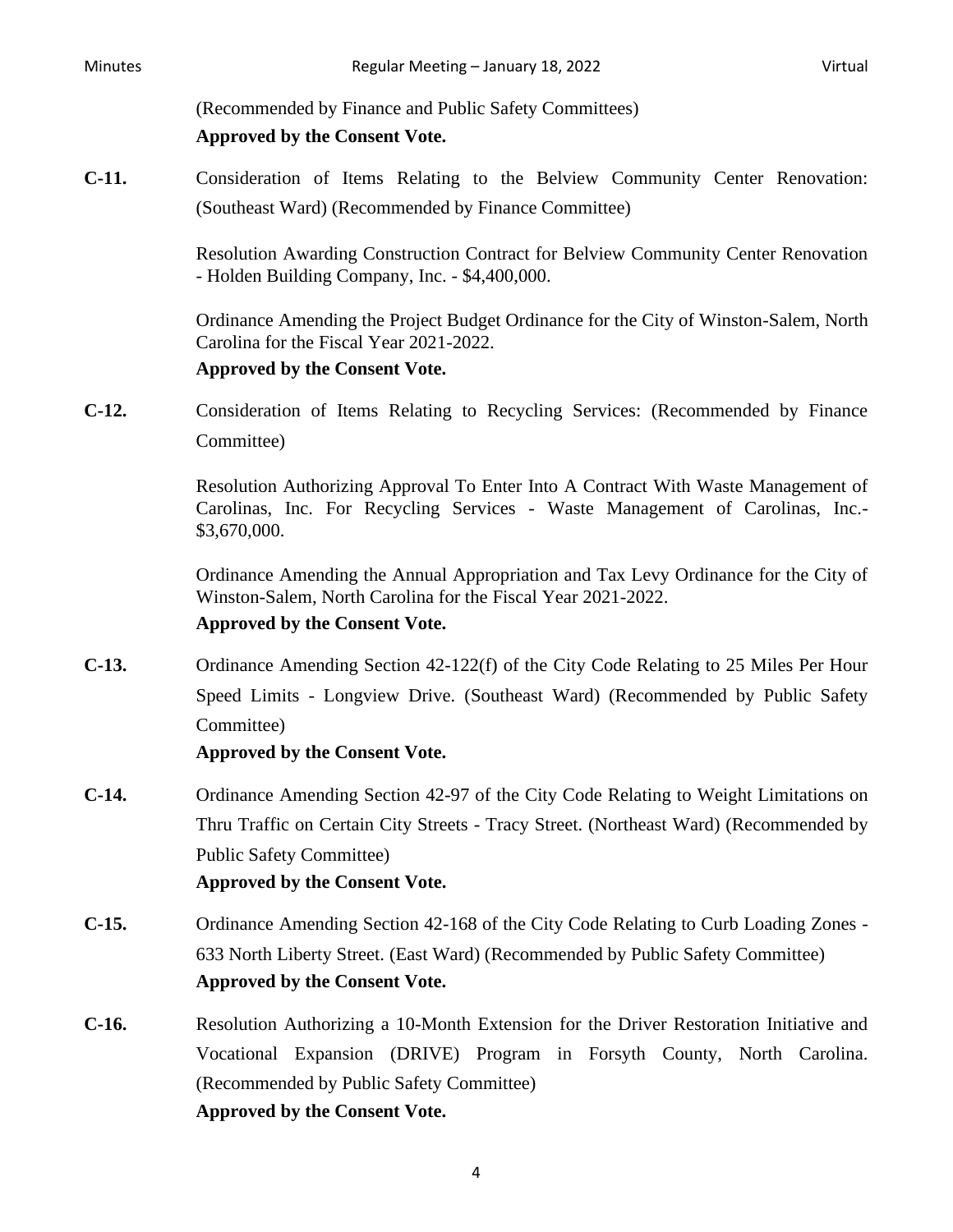(Recommended by Finance and Public Safety Committees)
**Approved by the Consent Vote.**

**C-11.** Consideration of Items Relating to the Belview Community Center Renovation: (Southeast Ward) (Recommended by Finance Committee)

Resolution Awarding Construction Contract for Belview Community Center Renovation - Holden Building Company, Inc. - $4,400,000.

Ordinance Amending the Project Budget Ordinance for the City of Winston-Salem, North Carolina for the Fiscal Year 2021-2022.
**Approved by the Consent Vote.**

**C-12.** Consideration of Items Relating to Recycling Services: (Recommended by Finance Committee)

Resolution Authorizing Approval To Enter Into A Contract With Waste Management of Carolinas, Inc. For Recycling Services - Waste Management of Carolinas, Inc.- $3,670,000.

Ordinance Amending the Annual Appropriation and Tax Levy Ordinance for the City of Winston-Salem, North Carolina for the Fiscal Year 2021-2022.
**Approved by the Consent Vote.**

**C-13.** Ordinance Amending Section 42-122(f) of the City Code Relating to 25 Miles Per Hour Speed Limits - Longview Drive. (Southeast Ward) (Recommended by Public Safety Committee)
**Approved by the Consent Vote.**

**C-14.** Ordinance Amending Section 42-97 of the City Code Relating to Weight Limitations on Thru Traffic on Certain City Streets - Tracy Street. (Northeast Ward) (Recommended by Public Safety Committee)
**Approved by the Consent Vote.**

**C-15.** Ordinance Amending Section 42-168 of the City Code Relating to Curb Loading Zones - 633 North Liberty Street. (East Ward) (Recommended by Public Safety Committee)
**Approved by the Consent Vote.**

**C-16.** Resolution Authorizing a 10-Month Extension for the Driver Restoration Initiative and Vocational Expansion (DRIVE) Program in Forsyth County, North Carolina. (Recommended by Public Safety Committee)
**Approved by the Consent Vote.**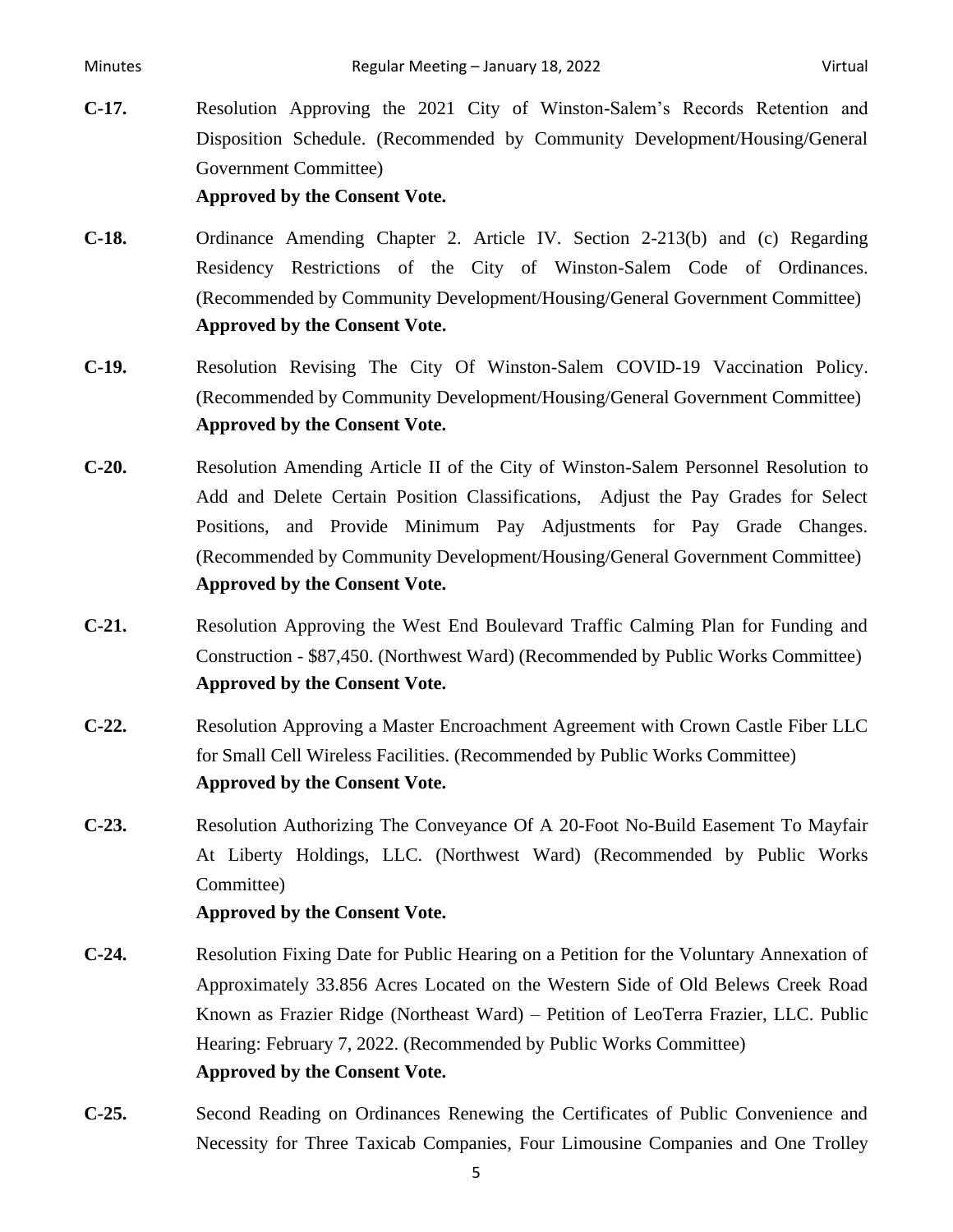**C-17.** Resolution Approving the 2021 City of Winston-Salem's Records Retention and Disposition Schedule. (Recommended by Community Development/Housing/General Government Committee)
**Approved by the Consent Vote.**

**C-18.** Ordinance Amending Chapter 2. Article IV. Section 2-213(b) and (c) Regarding Residency Restrictions of the City of Winston-Salem Code of Ordinances. (Recommended by Community Development/Housing/General Government Committee)
**Approved by the Consent Vote.**

**C-19.** Resolution Revising The City Of Winston-Salem COVID-19 Vaccination Policy. (Recommended by Community Development/Housing/General Government Committee)
**Approved by the Consent Vote.**

**C-20.** Resolution Amending Article II of the City of Winston-Salem Personnel Resolution to Add and Delete Certain Position Classifications, Adjust the Pay Grades for Select Positions, and Provide Minimum Pay Adjustments for Pay Grade Changes. (Recommended by Community Development/Housing/General Government Committee)
**Approved by the Consent Vote.**

**C-21.** Resolution Approving the West End Boulevard Traffic Calming Plan for Funding and Construction - $87,450. (Northwest Ward) (Recommended by Public Works Committee)
**Approved by the Consent Vote.**

**C-22.** Resolution Approving a Master Encroachment Agreement with Crown Castle Fiber LLC for Small Cell Wireless Facilities. (Recommended by Public Works Committee)
**Approved by the Consent Vote.**

**C-23.** Resolution Authorizing The Conveyance Of A 20-Foot No-Build Easement To Mayfair At Liberty Holdings, LLC. (Northwest Ward) (Recommended by Public Works Committee)
**Approved by the Consent Vote.**

**C-24.** Resolution Fixing Date for Public Hearing on a Petition for the Voluntary Annexation of Approximately 33.856 Acres Located on the Western Side of Old Belews Creek Road Known as Frazier Ridge (Northeast Ward) – Petition of LeoTerra Frazier, LLC. Public Hearing: February 7, 2022. (Recommended by Public Works Committee)
**Approved by the Consent Vote.**

**C-25.** Second Reading on Ordinances Renewing the Certificates of Public Convenience and Necessity for Three Taxicab Companies, Four Limousine Companies and One Trolley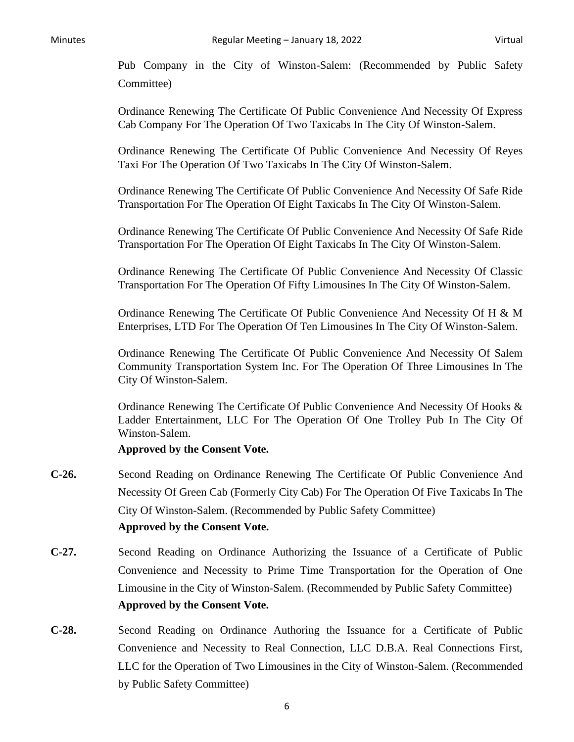Pub Company in the City of Winston-Salem: (Recommended by Public Safety Committee)

Ordinance Renewing The Certificate Of Public Convenience And Necessity Of Express Cab Company For The Operation Of Two Taxicabs In The City Of Winston-Salem.

Ordinance Renewing The Certificate Of Public Convenience And Necessity Of Reyes Taxi For The Operation Of Two Taxicabs In The City Of Winston-Salem.

Ordinance Renewing The Certificate Of Public Convenience And Necessity Of Safe Ride Transportation For The Operation Of Eight Taxicabs In The City Of Winston-Salem.

Ordinance Renewing The Certificate Of Public Convenience And Necessity Of Safe Ride Transportation For The Operation Of Eight Taxicabs In The City Of Winston-Salem.

Ordinance Renewing The Certificate Of Public Convenience And Necessity Of Classic Transportation For The Operation Of Fifty Limousines In The City Of Winston-Salem.

Ordinance Renewing The Certificate Of Public Convenience And Necessity Of H & M Enterprises, LTD For The Operation Of Ten Limousines In The City Of Winston-Salem.

Ordinance Renewing The Certificate Of Public Convenience And Necessity Of Salem Community Transportation System Inc. For The Operation Of Three Limousines In The City Of Winston-Salem.

Ordinance Renewing The Certificate Of Public Convenience And Necessity Of Hooks & Ladder Entertainment, LLC For The Operation Of One Trolley Pub In The City Of Winston-Salem.

**Approved by the Consent Vote.**

**C-26.** Second Reading on Ordinance Renewing The Certificate Of Public Convenience And Necessity Of Green Cab (Formerly City Cab) For The Operation Of Five Taxicabs In The City Of Winston-Salem. (Recommended by Public Safety Committee)
**Approved by the Consent Vote.**

**C-27.** Second Reading on Ordinance Authorizing the Issuance of a Certificate of Public Convenience and Necessity to Prime Time Transportation for the Operation of One Limousine in the City of Winston-Salem. (Recommended by Public Safety Committee)
**Approved by the Consent Vote.**

**C-28.** Second Reading on Ordinance Authoring the Issuance for a Certificate of Public Convenience and Necessity to Real Connection, LLC D.B.A. Real Connections First, LLC for the Operation of Two Limousines in the City of Winston-Salem. (Recommended by Public Safety Committee)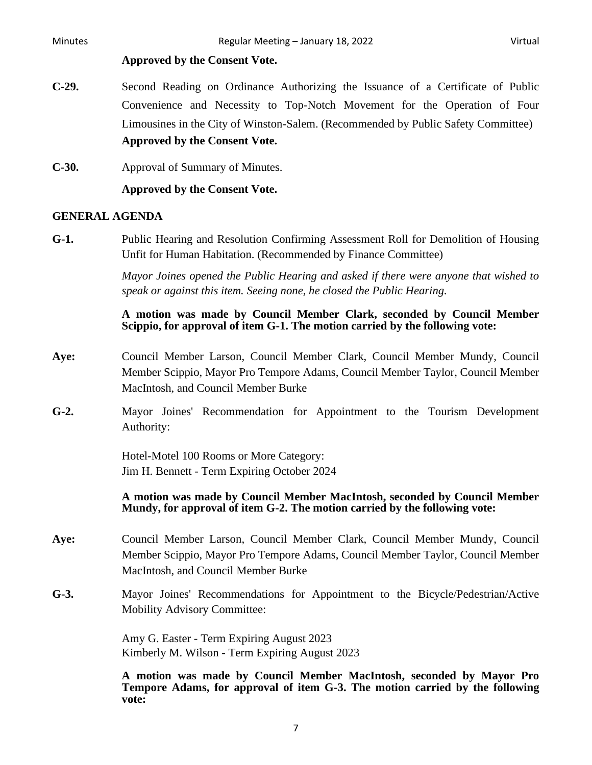**Approved by the Consent Vote.**

**C-29.** Second Reading on Ordinance Authorizing the Issuance of a Certificate of Public Convenience and Necessity to Top-Notch Movement for the Operation of Four Limousines in the City of Winston-Salem. (Recommended by Public Safety Committee)
**Approved by the Consent Vote.**

**C-30.** Approval of Summary of Minutes.

**Approved by the Consent Vote.**

## GENERAL AGENDA

**G-1.** Public Hearing and Resolution Confirming Assessment Roll for Demolition of Housing Unfit for Human Habitation. (Recommended by Finance Committee)

*Mayor Joines opened the Public Hearing and asked if there were anyone that wished to speak or against this item. Seeing none, he closed the Public Hearing.*

**A motion was made by Council Member Clark, seconded by Council Member Scippio, for approval of item G-1. The motion carried by the following vote:**

**Aye:** Council Member Larson, Council Member Clark, Council Member Mundy, Council Member Scippio, Mayor Pro Tempore Adams, Council Member Taylor, Council Member MacIntosh, and Council Member Burke

**G-2.** Mayor Joines' Recommendation for Appointment to the Tourism Development Authority:

Hotel-Motel 100 Rooms or More Category:
Jim H. Bennett - Term Expiring October 2024

**A motion was made by Council Member MacIntosh, seconded by Council Member Mundy, for approval of item G-2. The motion carried by the following vote:**

**Aye:** Council Member Larson, Council Member Clark, Council Member Mundy, Council Member Scippio, Mayor Pro Tempore Adams, Council Member Taylor, Council Member MacIntosh, and Council Member Burke

**G-3.** Mayor Joines' Recommendations for Appointment to the Bicycle/Pedestrian/Active Mobility Advisory Committee:

Amy G. Easter - Term Expiring August 2023
Kimberly M. Wilson - Term Expiring August 2023

**A motion was made by Council Member MacIntosh, seconded by Mayor Pro Tempore Adams, for approval of item G-3. The motion carried by the following vote:**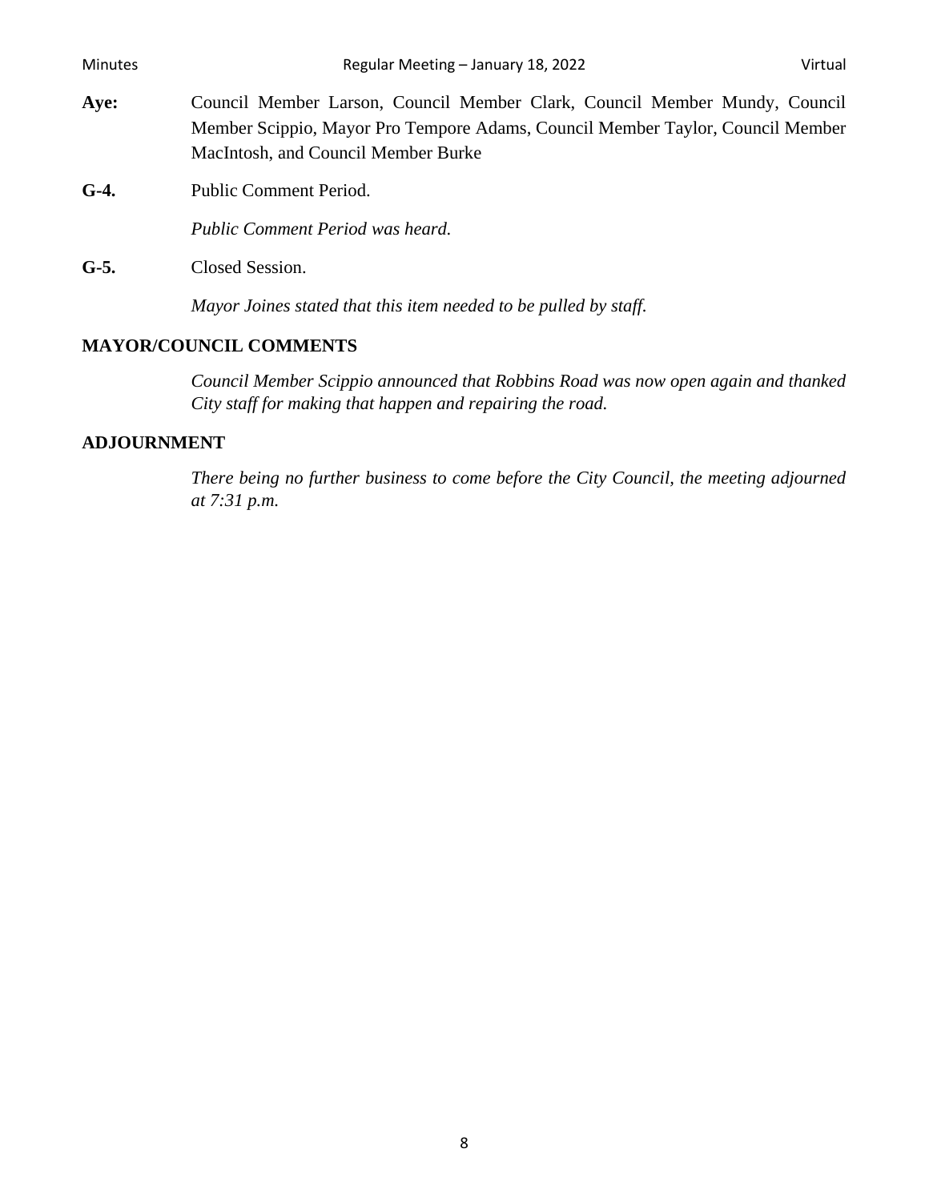**Aye:** Council Member Larson, Council Member Clark, Council Member Mundy, Council Member Scippio, Mayor Pro Tempore Adams, Council Member Taylor, Council Member MacIntosh, and Council Member Burke

**G-4.** Public Comment Period.

*Public Comment Period was heard.*

**G-5.** Closed Session.

*Mayor Joines stated that this item needed to be pulled by staff.*

## MAYOR/COUNCIL COMMENTS

*Council Member Scippio announced that Robbins Road was now open again and thanked City staff for making that happen and repairing the road.*

## ADJOURNMENT

*There being no further business to come before the City Council, the meeting adjourned at 7:31 p.m.*